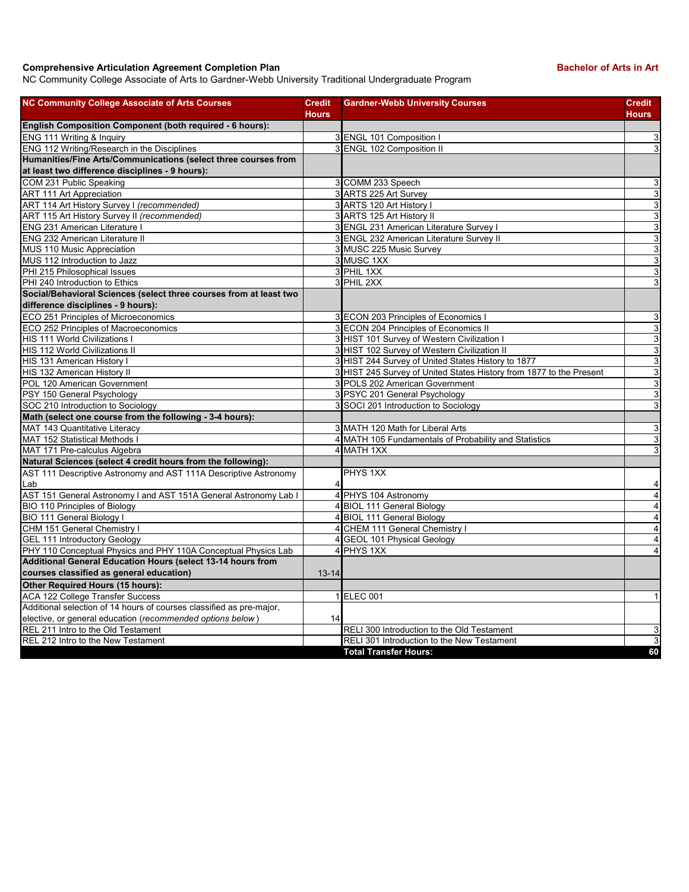**Comprehensive Articulation Agreement Completion Plan** **Bachelor of Arts in Art**

NC Community College Associate of Arts to Gardner-Webb University Traditional Undergraduate Program

| NC Community College Associate of Arts Courses | Credit Hours | Gardner-Webb University Courses | Credit Hours |
|---|---|---|---|
| **English Composition Component (both required - 6 hours):** | | | |
| ENG 111 Writing & Inquiry | 3 | ENGL 101 Composition I | 3 |
| ENG 112 Writing/Research in the Disciplines | 3 | ENGL 102 Composition II | 3 |
| **Humanities/Fine Arts/Communications (select three courses from at least two difference disciplines - 9 hours):** | | | |
| COM 231 Public Speaking | 3 | COMM 233 Speech | 3 |
| ART 111 Art Appreciation | 3 | ARTS 225 Art Survey | 3 |
| ART 114 Art History Survey I *(recommended)* | 3 | ARTS 120 Art History I | 3 |
| ART 115 Art History Survey II *(recommended)* | 3 | ARTS 125 Art History II | 3 |
| ENG 231 American Literature I | 3 | ENGL 231 American Literature Survey I | 3 |
| ENG 232 American Literature II | 3 | ENGL 232 American Literature Survey II | 3 |
| MUS 110 Music Appreciation | 3 | MUSC 225 Music Survey | 3 |
| MUS 112 Introduction to Jazz | 3 | MUSC 1XX | 3 |
| PHI 215 Philosophical Issues | 3 | PHIL 1XX | 3 |
| PHI 240 Introduction to Ethics | 3 | PHIL 2XX | 3 |
| **Social/Behavioral Sciences (select three courses from at least two difference disciplines - 9 hours):** | | | |
| ECO 251 Principles of Microeconomics | 3 | ECON 203 Principles of Economics I | 3 |
| ECO 252 Principles of Macroeconomics | 3 | ECON 204 Principles of Economics II | 3 |
| HIS 111 World Civilizations I | 3 | HIST 101 Survey of Western Civilization I | 3 |
| HIS 112 World Civilizations II | 3 | HIST 102 Survey of Western Civilization II | 3 |
| HIS 131 American History I | 3 | HIST 244 Survey of United States History to 1877 | 3 |
| HIS 132 American History II | 3 | HIST 245 Survey of United States History from 1877 to the Present | 3 |
| POL 120 American Government | 3 | POLS 202 American Government | 3 |
| PSY 150 General Psychology | 3 | PSYC 201 General Psychology | 3 |
| SOC 210 Introduction to Sociology | 3 | SOCI 201 Introduction to Sociology | 3 |
| **Math (select one course from the following - 3-4 hours):** | | | |
| MAT 143 Quantitative Literacy | 3 | MATH 120 Math for Liberal Arts | 3 |
| MAT 152 Statistical Methods I | 4 | MATH 105 Fundamentals of Probability and Statistics | 3 |
| MAT 171 Pre-calculus Algebra | 4 | MATH 1XX | 3 |
| **Natural Sciences (select 4 credit hours from the following):** | | | |
| AST 111 Descriptive Astronomy and AST 111A Descriptive Astronomy Lab | 4 | PHYS 1XX | 4 |
| AST 151 General Astronomy I and AST 151A General Astronomy Lab I | 4 | PHYS 104 Astronomy | 4 |
| BIO 110 Principles of Biology | 4 | BIOL 111 General Biology | 4 |
| BIO 111 General Biology I | 4 | BIOL 111 General Biology | 4 |
| CHM 151 General Chemistry I | 4 | CHEM 111 General Chemistry I | 4 |
| GEL 111 Introductory Geology | 4 | GEOL 101 Physical Geology | 4 |
| PHY 110 Conceptual Physics and PHY 110A Conceptual Physics Lab | 4 | PHYS 1XX | 4 |
| **Additional General Education Hours (select 13-14 hours from courses classified as general education)** | 13-14 | | |
| **Other Required Hours (15 hours):** | | | |
| ACA 122 College Transfer Success | 1 | ELEC 001 | 1 |
| Additional selection of 14 hours of courses classified as pre-major, elective, or general education *(recommended options below)* | 14 | | |
| REL 211 Intro to the Old Testament | | RELI 300 Introduction to the Old Testament | 3 |
| REL 212 Intro to the New Testament | | RELI 301 Introduction to the New Testament | 3 |
| | | **Total Transfer Hours:** | **60** |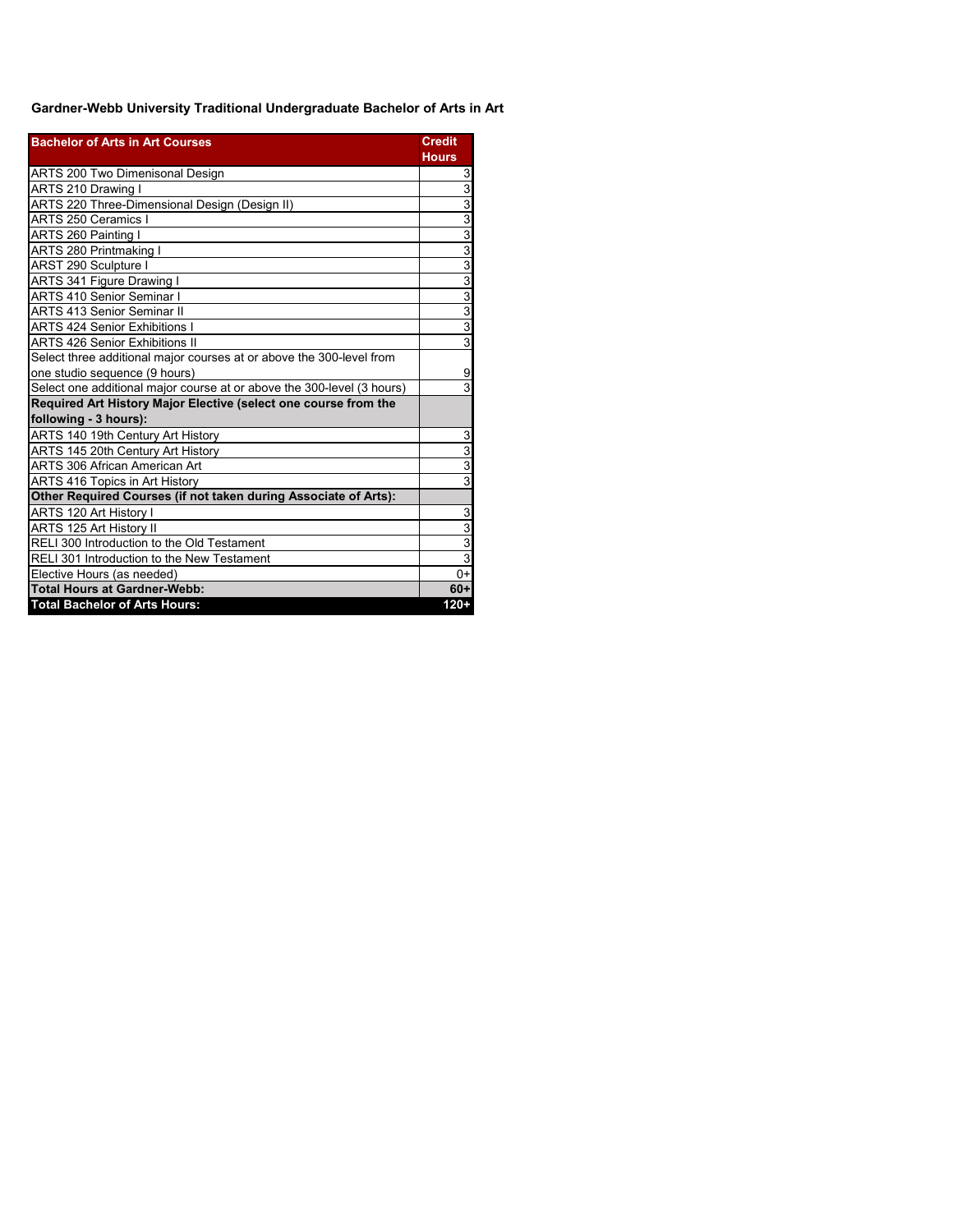**Gardner-Webb University Traditional Undergraduate Bachelor of Arts in Art**

| Bachelor of Arts in Art Courses | Credit Hours |
|---|---|
| ARTS 200 Two Dimenisonal Design | 3 |
| ARTS 210 Drawing I | 3 |
| ARTS 220 Three-Dimensional Design (Design II) | 3 |
| ARTS 250 Ceramics I | 3 |
| ARTS 260 Painting I | 3 |
| ARTS 280 Printmaking I | 3 |
| ARST 290 Sculpture I | 3 |
| ARTS 341 Figure Drawing I | 3 |
| ARTS 410 Senior Seminar I | 3 |
| ARTS 413 Senior Seminar II | 3 |
| ARTS 424 Senior Exhibitions I | 3 |
| ARTS 426 Senior Exhibitions II | 3 |
| Select three additional major courses at or above the 300-level from one studio sequence (9 hours) | 9 |
| Select one additional major course at or above the 300-level (3 hours) | 3 |
| **Required Art History Major Elective (select one course from the following - 3 hours):** | |
| ARTS 140 19th Century Art History | 3 |
| ARTS 145 20th Century Art History | 3 |
| ARTS 306 African American Art | 3 |
| ARTS 416 Topics in Art History | 3 |
| **Other Required Courses (if not taken during Associate of Arts):** | |
| ARTS 120 Art History I | 3 |
| ARTS 125 Art History II | 3 |
| RELI 300 Introduction to the Old Testament | 3 |
| RELI 301 Introduction to the New Testament | 3 |
| Elective Hours (as needed) | 0+ |
| **Total Hours at Gardner-Webb:** | **60+** |
| **Total Bachelor of Arts Hours:** | **120+** |